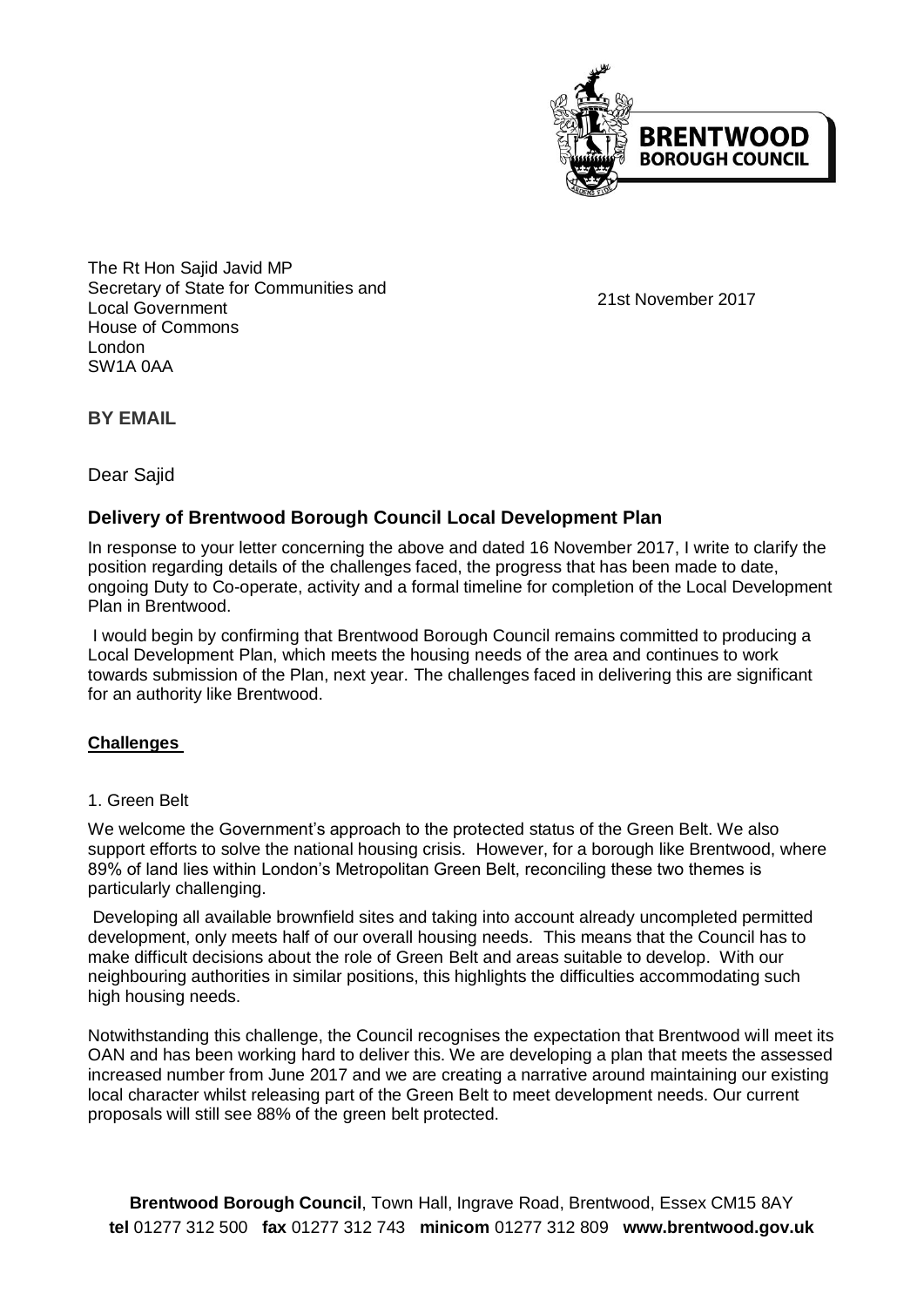The Rt Hon Sajid Javid MP
Secretary of State for Communities and Local Government
House of Commons
London
SW1A 0AA

21st November 2017

**BY EMAIL**

Dear Sajid

## Delivery of Brentwood Borough Council Local Development Plan

In response to your letter concerning the above and dated 16 November 2017, I write to clarify the position regarding details of the challenges faced, the progress that has been made to date, ongoing Duty to Co-operate, activity and a formal timeline for completion of the Local Development Plan in Brentwood.

I would begin by confirming that Brentwood Borough Council remains committed to producing a Local Development Plan, which meets the housing needs of the area and continues to work towards submission of the Plan, next year. The challenges faced in delivering this are significant for an authority like Brentwood.

### Challenges

1. Green Belt

We welcome the Government's approach to the protected status of the Green Belt. We also support efforts to solve the national housing crisis. However, for a borough like Brentwood, where 89% of land lies within London's Metropolitan Green Belt, reconciling these two themes is particularly challenging.

Developing all available brownfield sites and taking into account already uncompleted permitted development, only meets half of our overall housing needs. This means that the Council has to make difficult decisions about the role of Green Belt and areas suitable to develop. With our neighbouring authorities in similar positions, this highlights the difficulties accommodating such high housing needs.

Notwithstanding this challenge, the Council recognises the expectation that Brentwood will meet its OAN and has been working hard to deliver this. We are developing a plan that meets the assessed increased number from June 2017 and we are creating a narrative around maintaining our existing local character whilst releasing part of the Green Belt to meet development needs. Our current proposals will still see 88% of the green belt protected.

**Brentwood Borough Council**, Town Hall, Ingrave Road, Brentwood, Essex CM15 8AY
**tel** 01277 312 500 **fax** 01277 312 743 **minicom** 01277 312 809 **www.brentwood.gov.uk**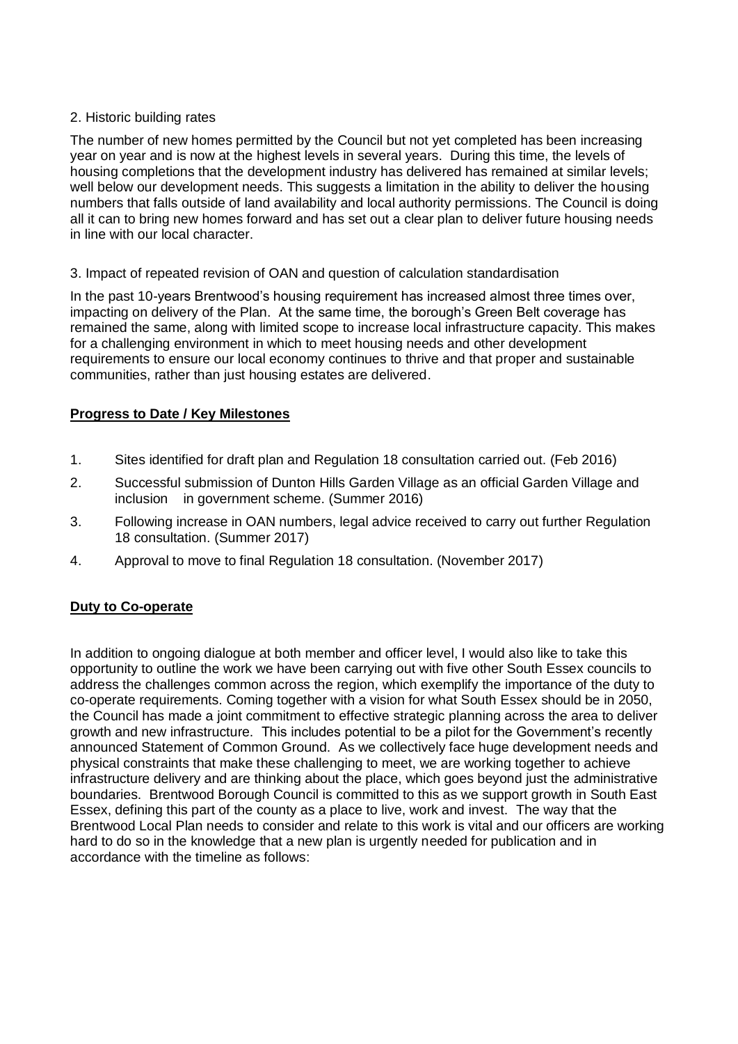2. Historic building rates

The number of new homes permitted by the Council but not yet completed has been increasing year on year and is now at the highest levels in several years. During this time, the levels of housing completions that the development industry has delivered has remained at similar levels; well below our development needs. This suggests a limitation in the ability to deliver the housing numbers that falls outside of land availability and local authority permissions. The Council is doing all it can to bring new homes forward and has set out a clear plan to deliver future housing needs in line with our local character.

3. Impact of repeated revision of OAN and question of calculation standardisation

In the past 10-years Brentwood's housing requirement has increased almost three times over, impacting on delivery of the Plan. At the same time, the borough's Green Belt coverage has remained the same, along with limited scope to increase local infrastructure capacity. This makes for a challenging environment in which to meet housing needs and other development requirements to ensure our local economy continues to thrive and that proper and sustainable communities, rather than just housing estates are delivered.

**Progress to Date / Key Milestones**

1. Sites identified for draft plan and Regulation 18 consultation carried out. (Feb 2016)
2. Successful submission of Dunton Hills Garden Village as an official Garden Village and inclusion in government scheme. (Summer 2016)
3. Following increase in OAN numbers, legal advice received to carry out further Regulation 18 consultation. (Summer 2017)
4. Approval to move to final Regulation 18 consultation. (November 2017)

**Duty to Co-operate**

In addition to ongoing dialogue at both member and officer level, I would also like to take this opportunity to outline the work we have been carrying out with five other South Essex councils to address the challenges common across the region, which exemplify the importance of the duty to co-operate requirements. Coming together with a vision for what South Essex should be in 2050, the Council has made a joint commitment to effective strategic planning across the area to deliver growth and new infrastructure. This includes potential to be a pilot for the Government's recently announced Statement of Common Ground. As we collectively face huge development needs and physical constraints that make these challenging to meet, we are working together to achieve infrastructure delivery and are thinking about the place, which goes beyond just the administrative boundaries. Brentwood Borough Council is committed to this as we support growth in South East Essex, defining this part of the county as a place to live, work and invest. The way that the Brentwood Local Plan needs to consider and relate to this work is vital and our officers are working hard to do so in the knowledge that a new plan is urgently needed for publication and in accordance with the timeline as follows: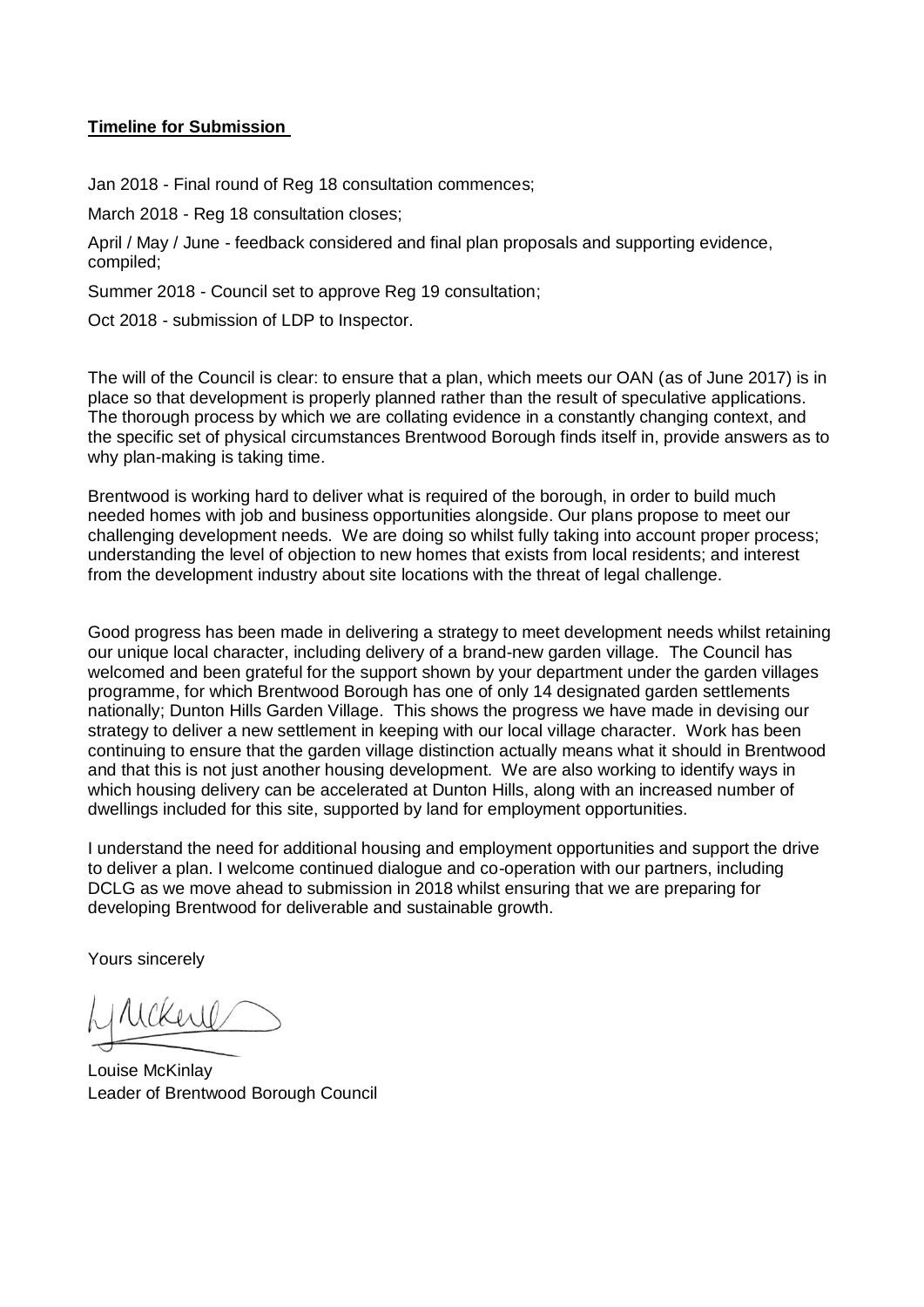**Timeline for Submission**

Jan 2018 - Final round of Reg 18 consultation commences;

March 2018 - Reg 18 consultation closes;

April / May / June - feedback considered and final plan proposals and supporting evidence, compiled;

Summer 2018 - Council set to approve Reg 19 consultation;

Oct 2018 - submission of LDP to Inspector.

The will of the Council is clear: to ensure that a plan, which meets our OAN (as of June 2017) is in place so that development is properly planned rather than the result of speculative applications. The thorough process by which we are collating evidence in a constantly changing context, and the specific set of physical circumstances Brentwood Borough finds itself in, provide answers as to why plan-making is taking time.

Brentwood is working hard to deliver what is required of the borough, in order to build much needed homes with job and business opportunities alongside. Our plans propose to meet our challenging development needs. We are doing so whilst fully taking into account proper process; understanding the level of objection to new homes that exists from local residents; and interest from the development industry about site locations with the threat of legal challenge.

Good progress has been made in delivering a strategy to meet development needs whilst retaining our unique local character, including delivery of a brand-new garden village. The Council has welcomed and been grateful for the support shown by your department under the garden villages programme, for which Brentwood Borough has one of only 14 designated garden settlements nationally; Dunton Hills Garden Village. This shows the progress we have made in devising our strategy to deliver a new settlement in keeping with our local village character. Work has been continuing to ensure that the garden village distinction actually means what it should in Brentwood and that this is not just another housing development. We are also working to identify ways in which housing delivery can be accelerated at Dunton Hills, along with an increased number of dwellings included for this site, supported by land for employment opportunities.

I understand the need for additional housing and employment opportunities and support the drive to deliver a plan. I welcome continued dialogue and co-operation with our partners, including DCLG as we move ahead to submission in 2018 whilst ensuring that we are preparing for developing Brentwood for deliverable and sustainable growth.

Yours sincerely

Louise McKinlay
Leader of Brentwood Borough Council